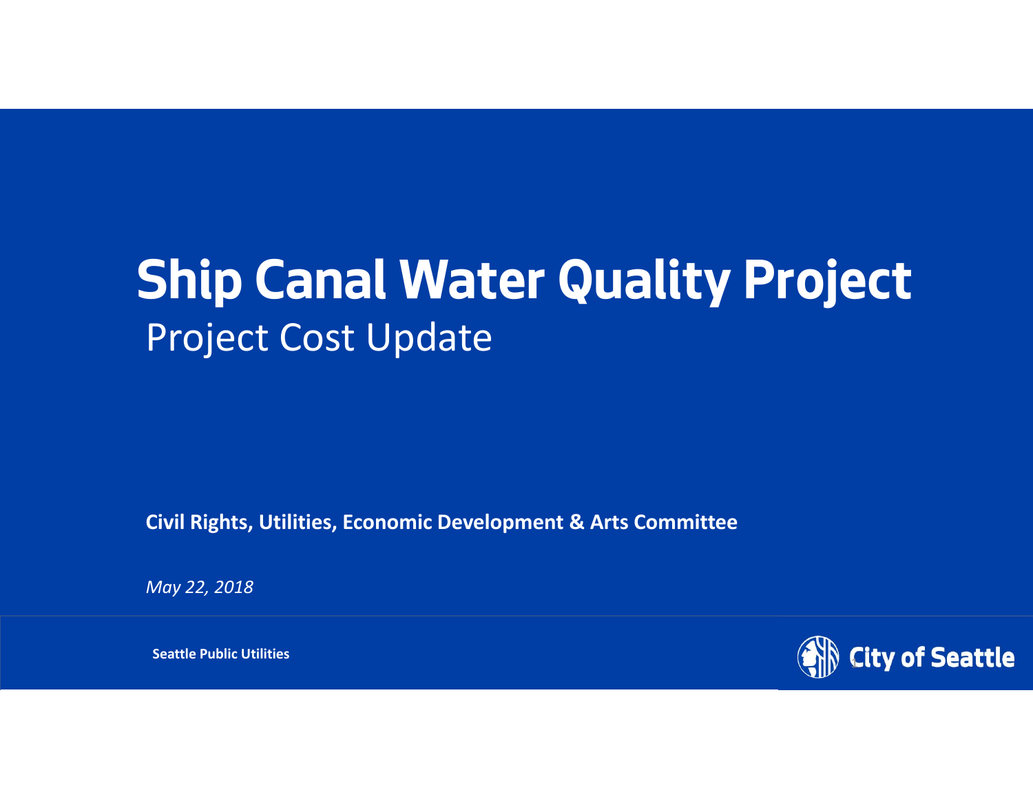# Ship Canal Water Quality Project

## Project Cost Update

**Civil Rights, Utilities, Economic Development & Arts Committee**

*May 22, 2018*

**Seattle Public Utilities**

City of Seattle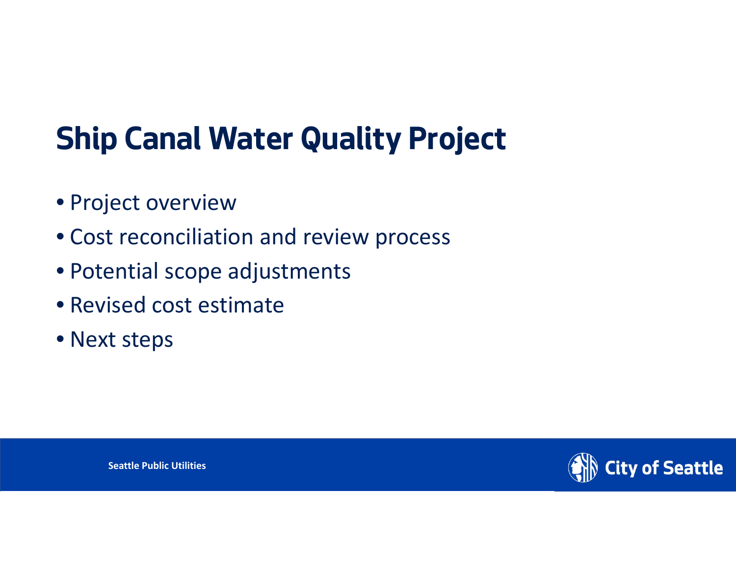# Ship Canal Water Quality Project

- Project overview
- Cost reconciliation and review process
- Potential scope adjustments
- Revised cost estimate
- Next steps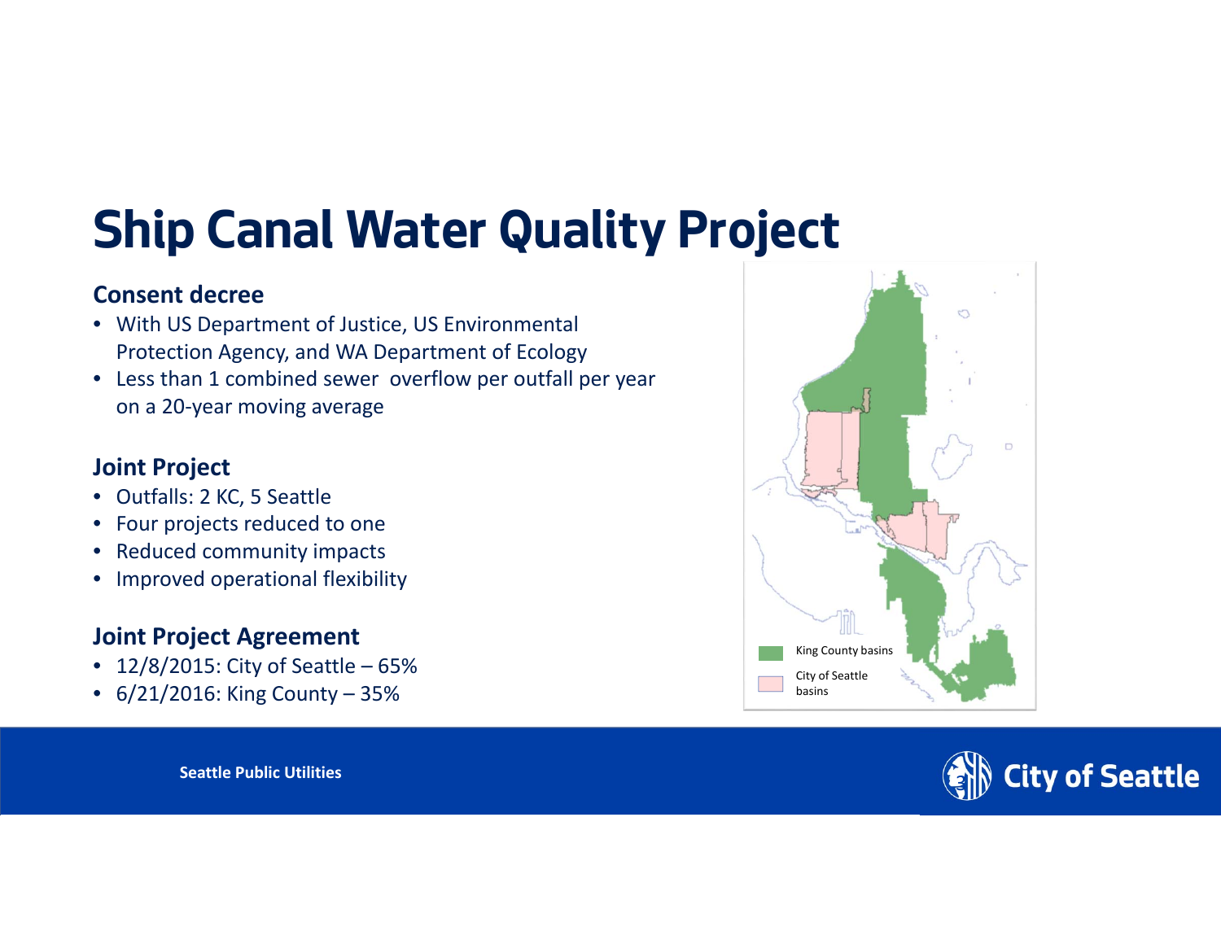# Ship Canal Water Quality Project

### Consent decree

- With US Department of Justice, US Environmental Protection Agency, and WA Department of Ecology
- Less than 1 combined sewer overflow per outfall per year on a 20-year moving average

### Joint Project

- Outfalls: 2 KC, 5 Seattle
- Four projects reduced to one
- Reduced community impacts
- Improved operational flexibility

### Joint Project Agreement

- 12/8/2015: City of Seattle – 65%
- 6/21/2016: King County – 35%

King County basins

City of Seattle basins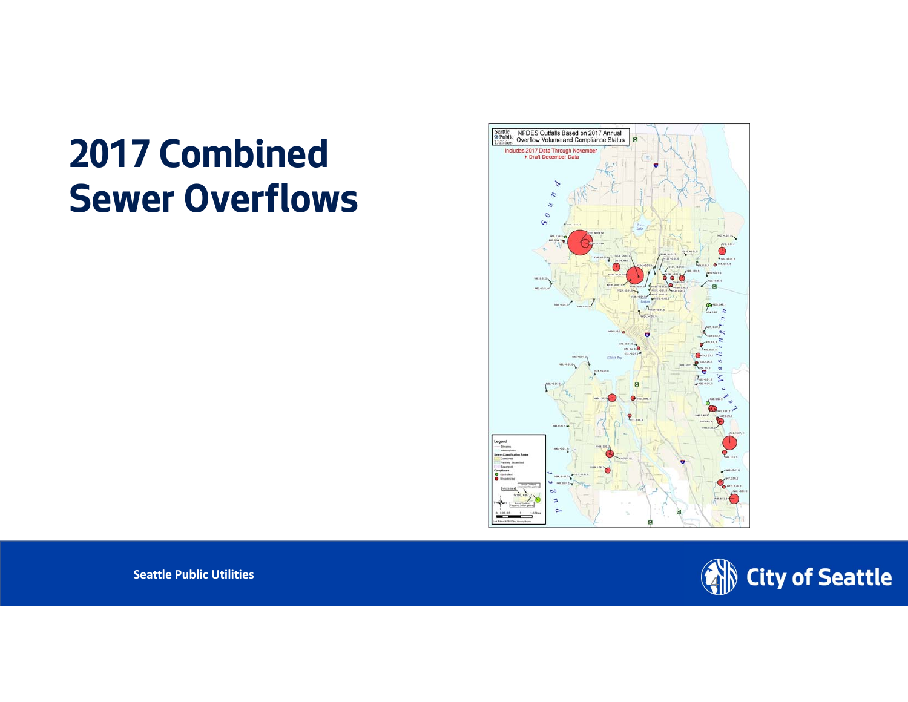# 2017 Combined Sewer Overflows

NPDES Outfalls Based on 2017 Annual Overflow Volume and Compliance Status

Includes 2017 Data Through November + Draft December Data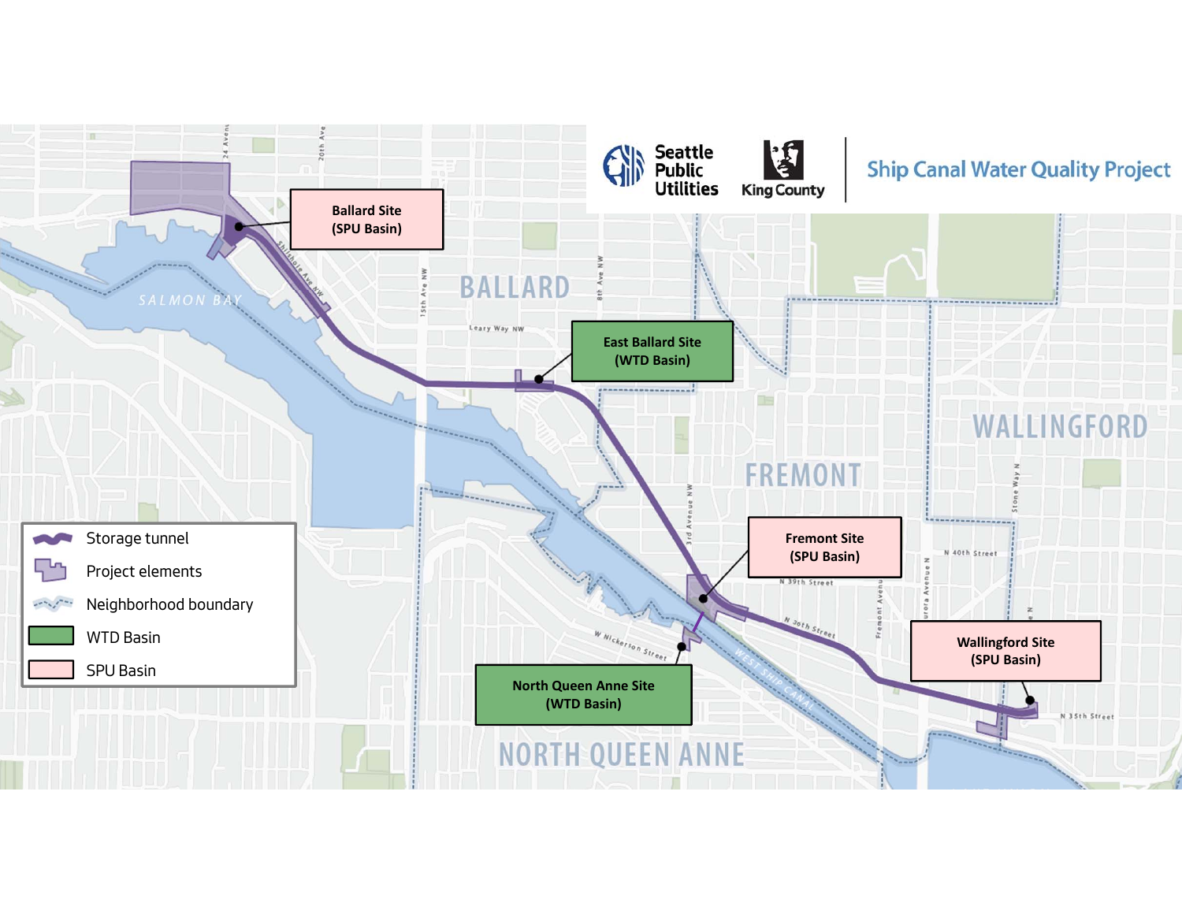Seattle Public Utilities

King County

Ship Canal Water Quality Project

Ballard Site (SPU Basin)

East Ballard Site (WTD Basin)

Fremont Site (SPU Basin)

North Queen Anne Site (WTD Basin)

Wallingford Site (SPU Basin)

BALLARD

FREMONT

WALLINGFORD

NORTH QUEEN ANNE

SALMON BAY

WEST SHIP CANAL

- Storage tunnel
- Project elements
- Neighborhood boundary
- WTD Basin
- SPU Basin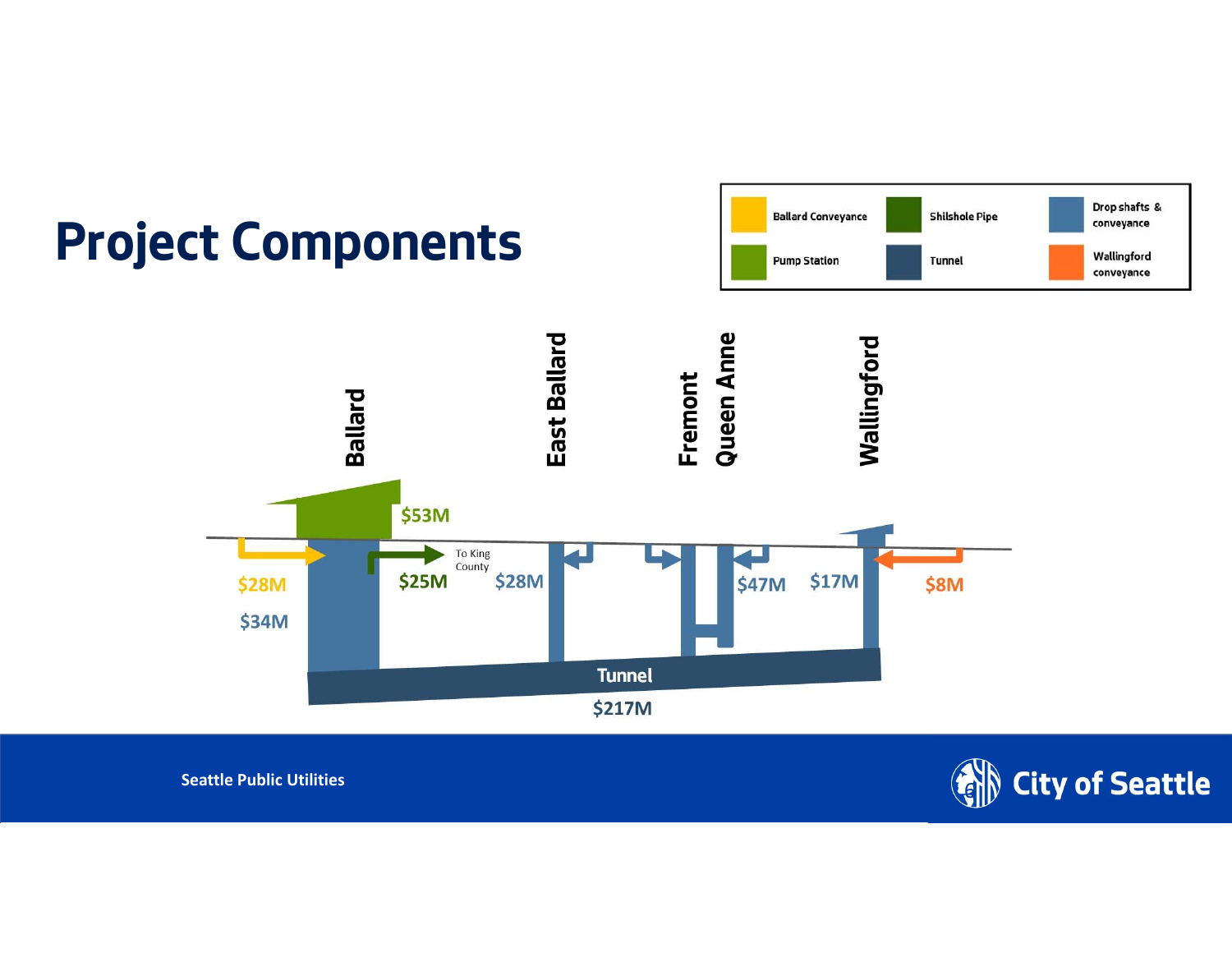# Project Components

| | | |
|---|---|---|
| Ballard Conveyance | Shilshole Pipe | Drop shafts & conveyance |
| Pump Station | Tunnel | Wallingford conveyance |

Ballard

East Ballard

Fremont

Queen Anne

Wallingford

$53M

To King County

$28M

$34M

$25M

$28M

$47M

$17M

$8M

Tunnel

$217M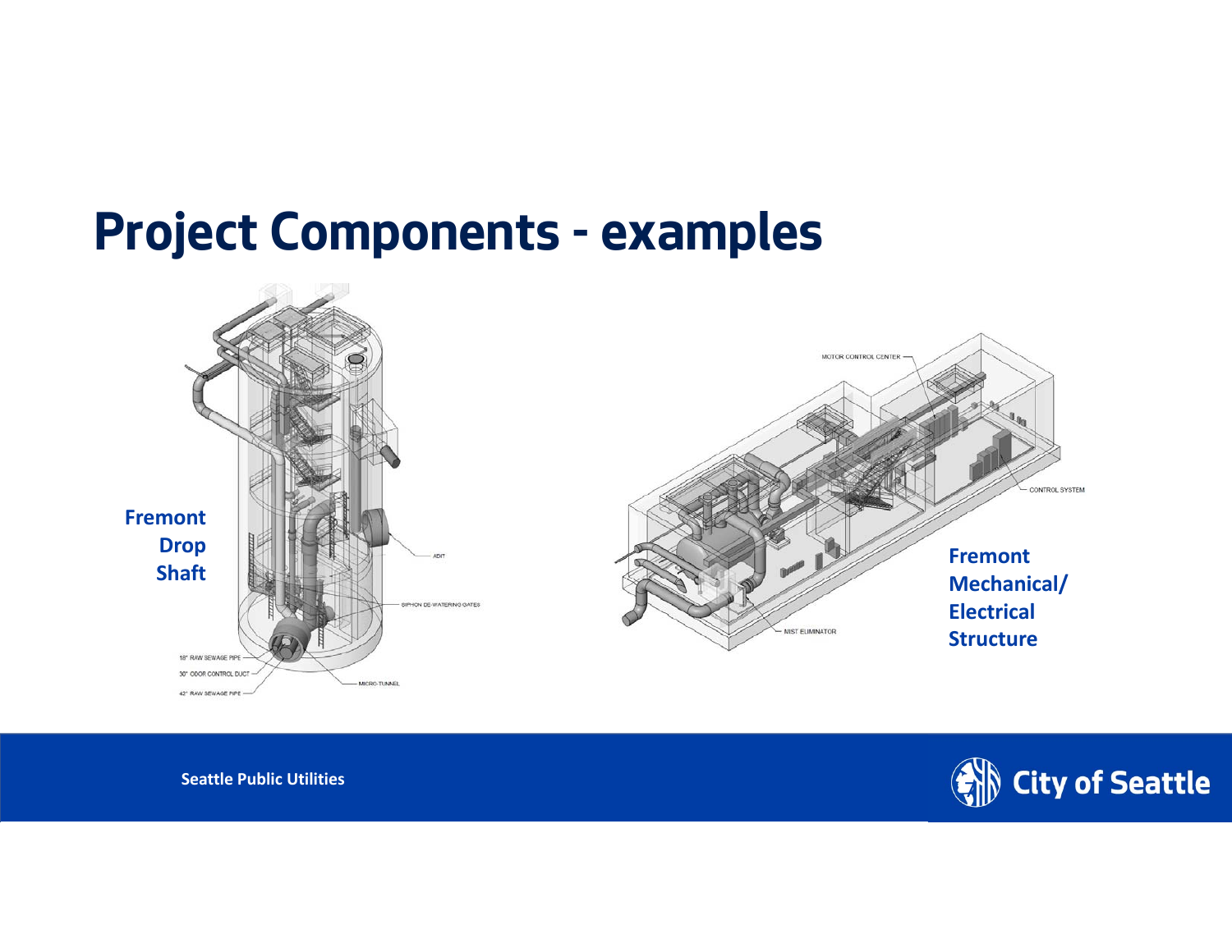# Project Components - examples

Fremont Drop Shaft

ADIT

SIPHON DE-WATERING GATES

18" RAW SEWAGE PIPE

30" ODOR CONTROL DUCT

42" RAW SEWAGE PIPE

MICRO-TUNNEL

MOTOR CONTROL CENTER

CONTROL SYSTEM

MIST ELIMINATOR

Fremont Mechanical/ Electrical Structure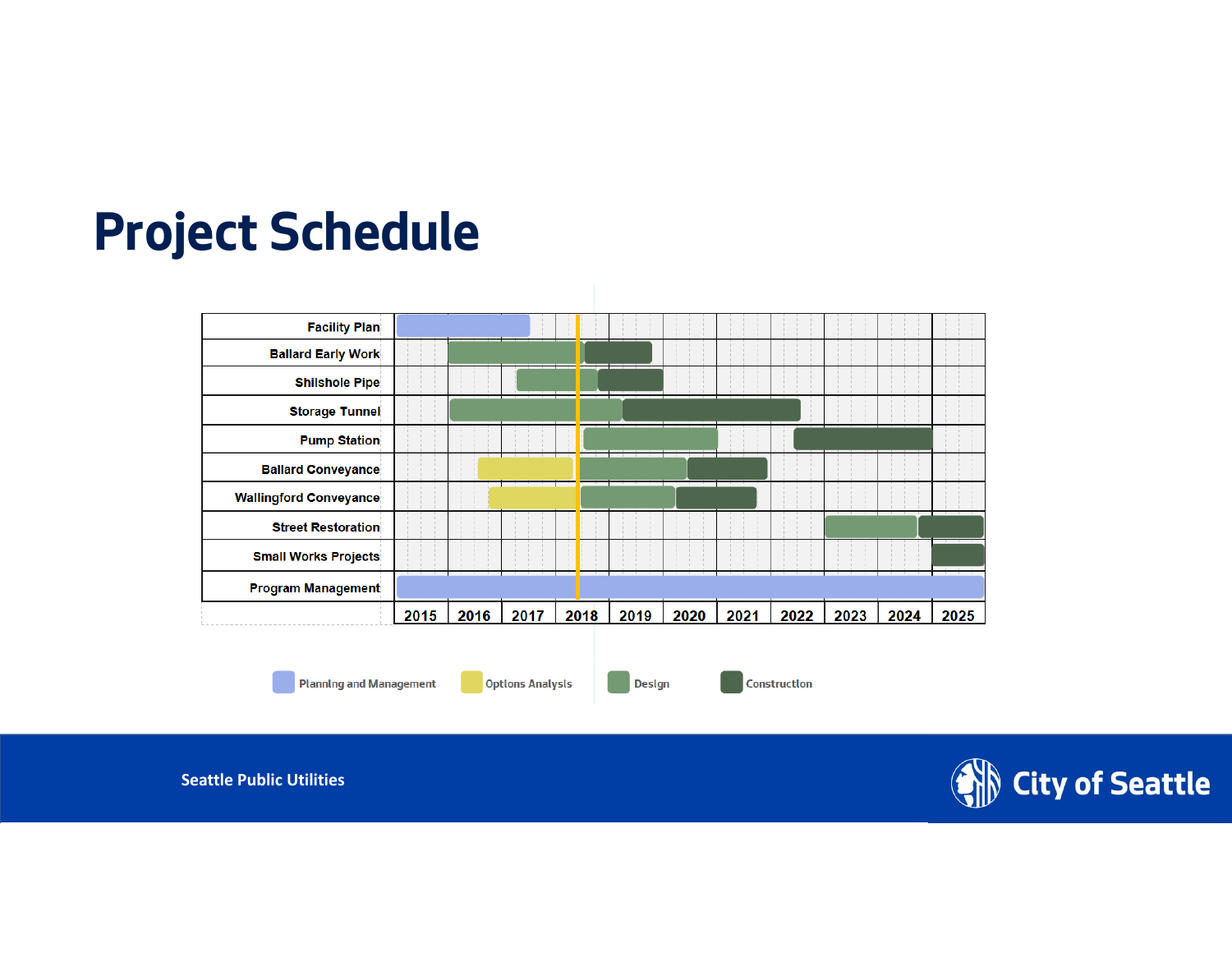# Project Schedule

| | 2015 | 2016 | 2017 | 2018 | 2019 | 2020 | 2021 | 2022 | 2023 | 2024 | 2025 |
|---|---|---|---|---|---|---|---|---|---|---|---|
| Facility Plan | | | | | | | | | | | |
| Ballard Early Work | | | | | | | | | | | |
| Shilshole Pipe | | | | | | | | | | | |
| Storage Tunnel | | | | | | | | | | | |
| Pump Station | | | | | | | | | | | |
| Ballard Conveyance | | | | | | | | | | | |
| Wallingford Conveyance | | | | | | | | | | | |
| Street Restoration | | | | | | | | | | | |
| Small Works Projects | | | | | | | | | | | |
| Program Management | | | | | | | | | | | |

Planning and Management | Options Analysis | Design | Construction

Seattle Public Utilities

City of Seattle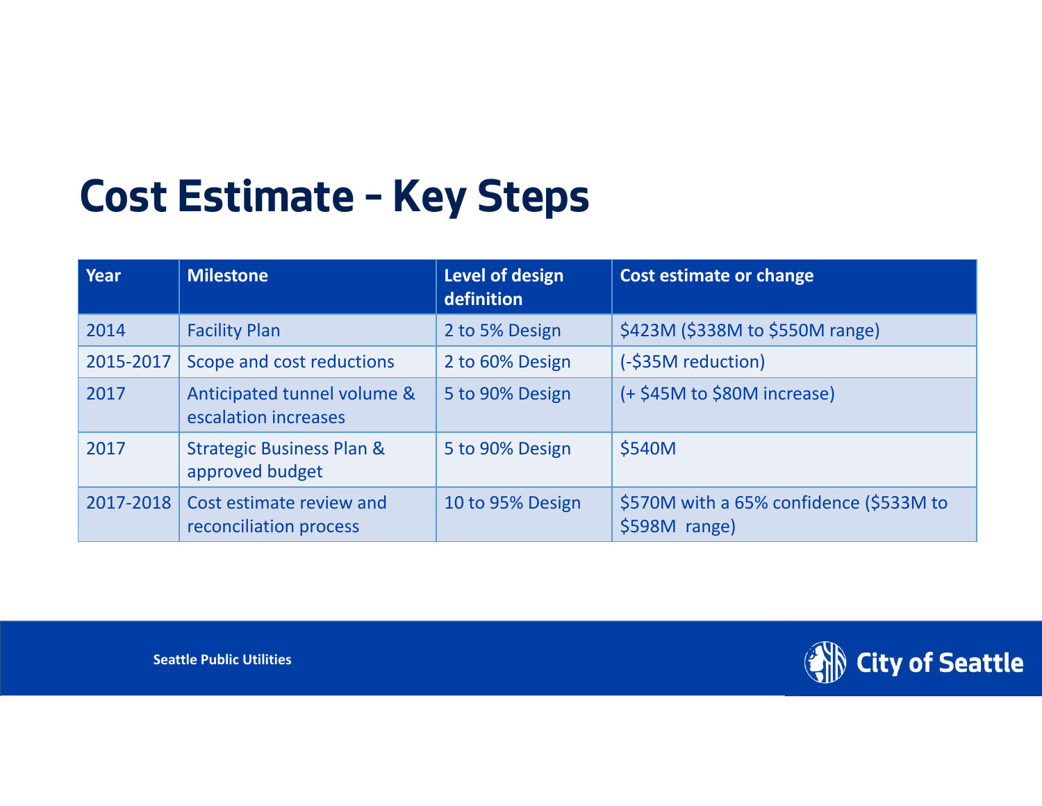# Cost Estimate – Key Steps

| Year | Milestone | Level of design definition | Cost estimate or change |
|---|---|---|---|
| 2014 | Facility Plan | 2 to 5% Design | $423M ($338M to $550M range) |
| 2015-2017 | Scope and cost reductions | 2 to 60% Design | (-$35M reduction) |
| 2017 | Anticipated tunnel volume & escalation increases | 5 to 90% Design | (+ $45M to $80M increase) |
| 2017 | Strategic Business Plan & approved budget | 5 to 90% Design | $540M |
| 2017-2018 | Cost estimate review and reconciliation process | 10 to 95% Design | $570M with a 65% confidence ($533M to $598M range) |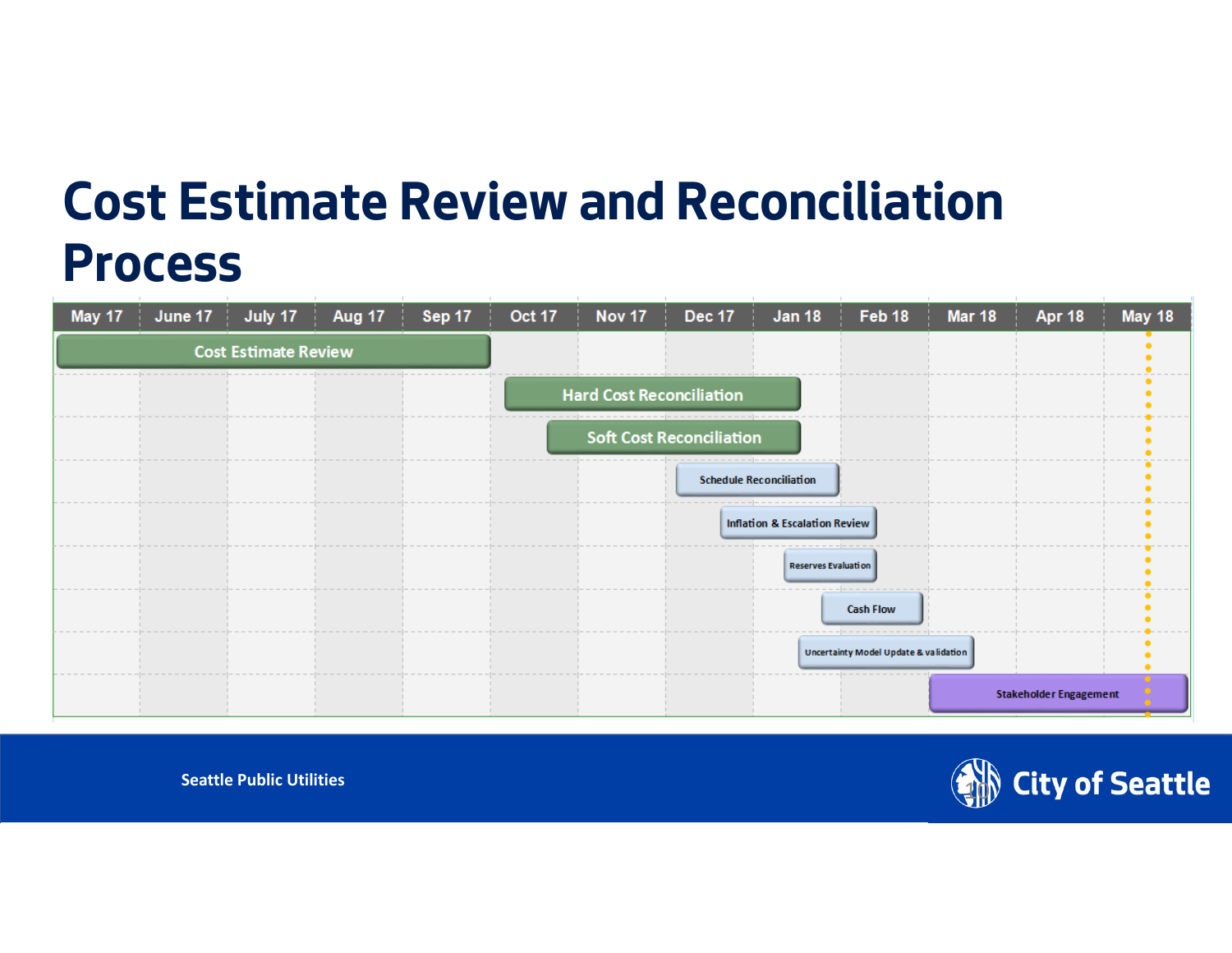# Cost Estimate Review and Reconciliation Process

| Task | May 17 | June 17 | July 17 | Aug 17 | Sep 17 | Oct 17 | Nov 17 | Dec 17 | Jan 18 | Feb 18 | Mar 18 | Apr 18 | May 18 |
|---|---|---|---|---|---|---|---|---|---|---|---|---|---|
| Cost Estimate Review | X | X | X | X | X | | | | | | | | |
| Hard Cost Reconciliation | | | | | | X | X | X | X | | | | |
| Soft Cost Reconciliation | | | | | | X | X | X | X | | | | |
| Schedule Reconciliation | | | | | | | X | X | X | | | | |
| Inflation & Escalation Review | | | | | | | | X | X | X | | | |
| Reserves Evaluation | | | | | | | | | X | X | | | |
| Cash Flow | | | | | | | | | X | X | | | |
| Uncertainty Model Update & validation | | | | | | | | | X | X | X | | |
| Stakeholder Engagement | | | | | | | | | | | X | X | X |

Seattle Public Utilities

City of Seattle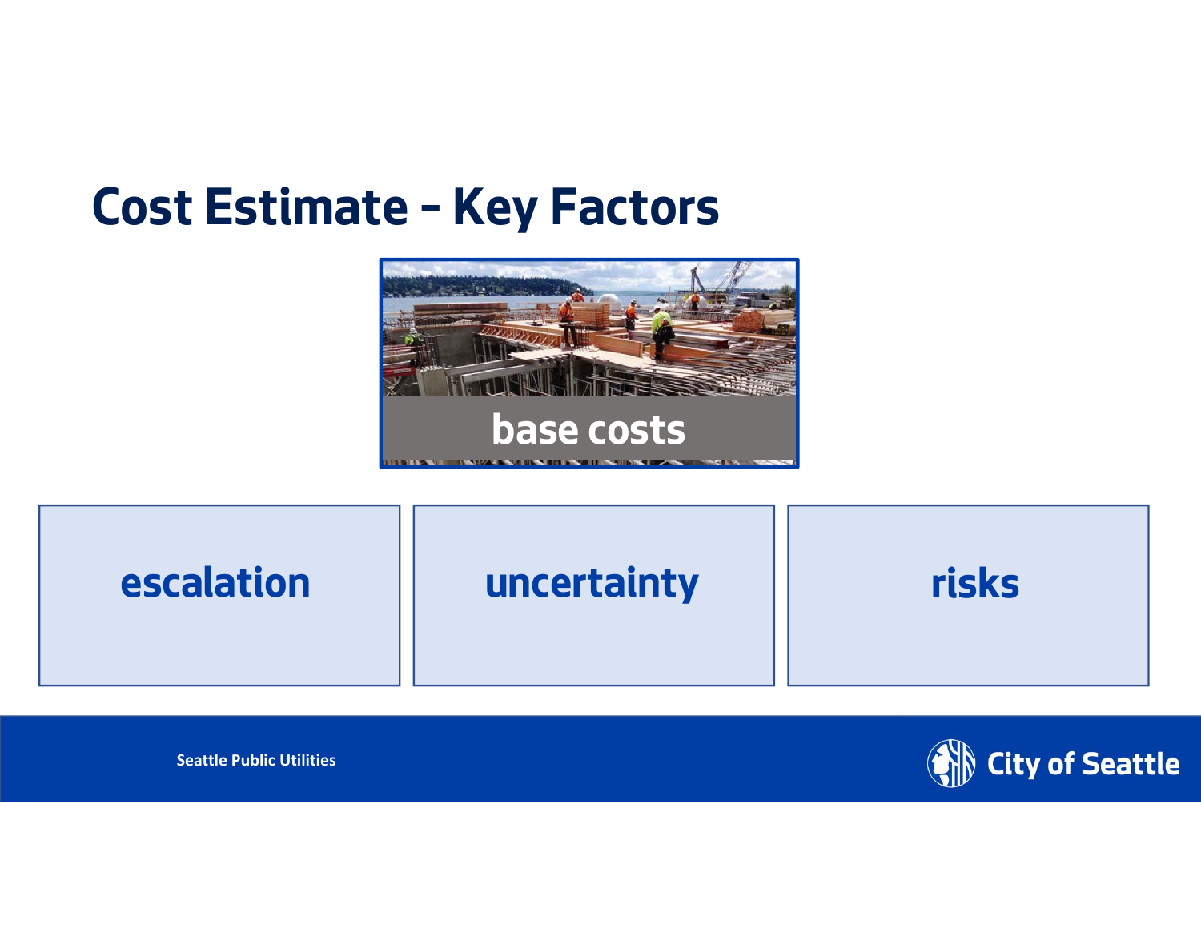# Cost Estimate – Key Factors

base costs

escalation

uncertainty

risks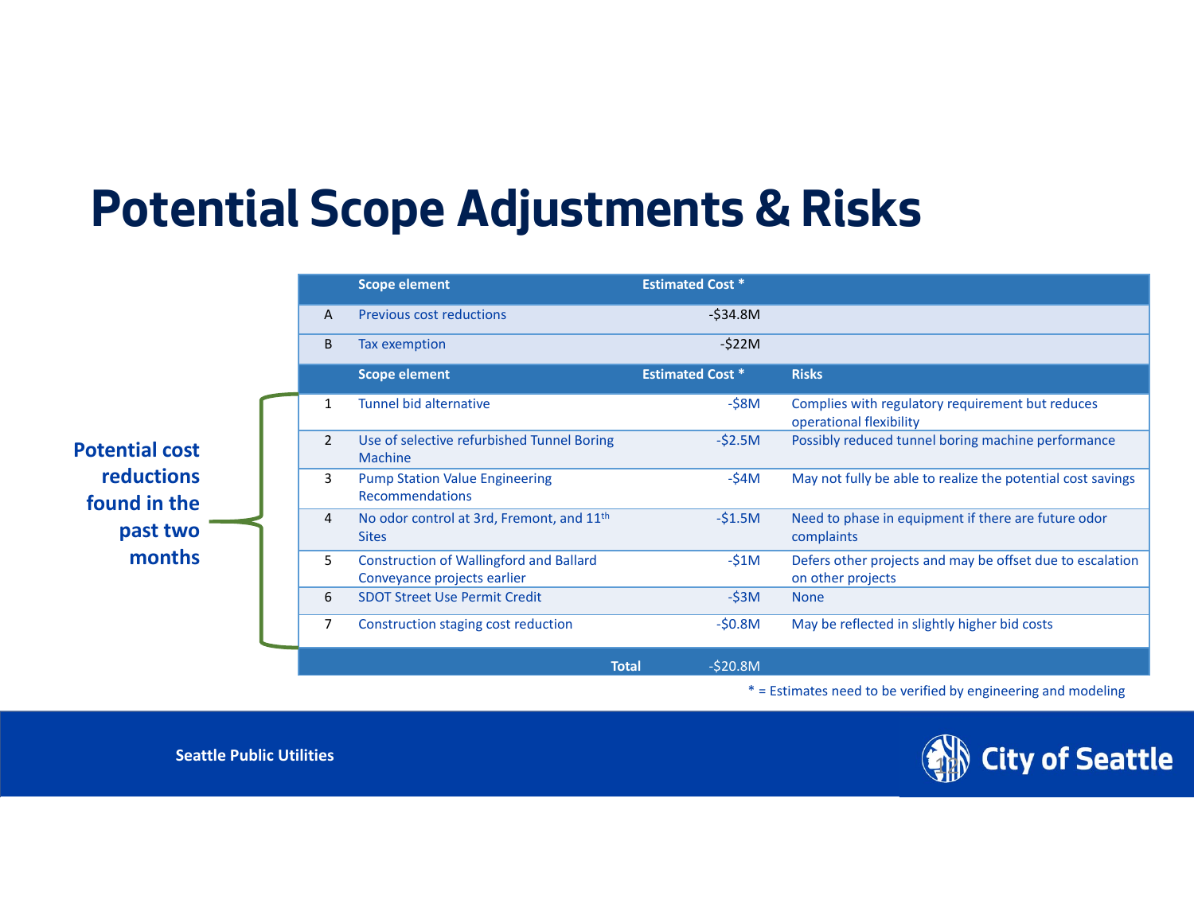# Potential Scope Adjustments & Risks

**Potential cost reductions found in the past two months**

| | Scope element | Estimated Cost * | |
|---|---|---|---|
| A | Previous cost reductions | -$34.8M | |
| B | Tax exemption | -$22M | |
| | **Scope element** | **Estimated Cost *** | **Risks** |
| 1 | Tunnel bid alternative | -$8M | Complies with regulatory requirement but reduces operational flexibility |
| 2 | Use of selective refurbished Tunnel Boring Machine | -$2.5M | Possibly reduced tunnel boring machine performance |
| 3 | Pump Station Value Engineering Recommendations | -$4M | May not fully be able to realize the potential cost savings |
| 4 | No odor control at 3rd, Fremont, and 11th Sites | -$1.5M | Need to phase in equipment if there are future odor complaints |
| 5 | Construction of Wallingford and Ballard Conveyance projects earlier | -$1M | Defers other projects and may be offset due to escalation on other projects |
| 6 | SDOT Street Use Permit Credit | -$3M | None |
| 7 | Construction staging cost reduction | -$0.8M | May be reflected in slightly higher bid costs |
| | **Total** | -$20.8M | |

* = Estimates need to be verified by engineering and modeling

Seattle Public Utilities

City of Seattle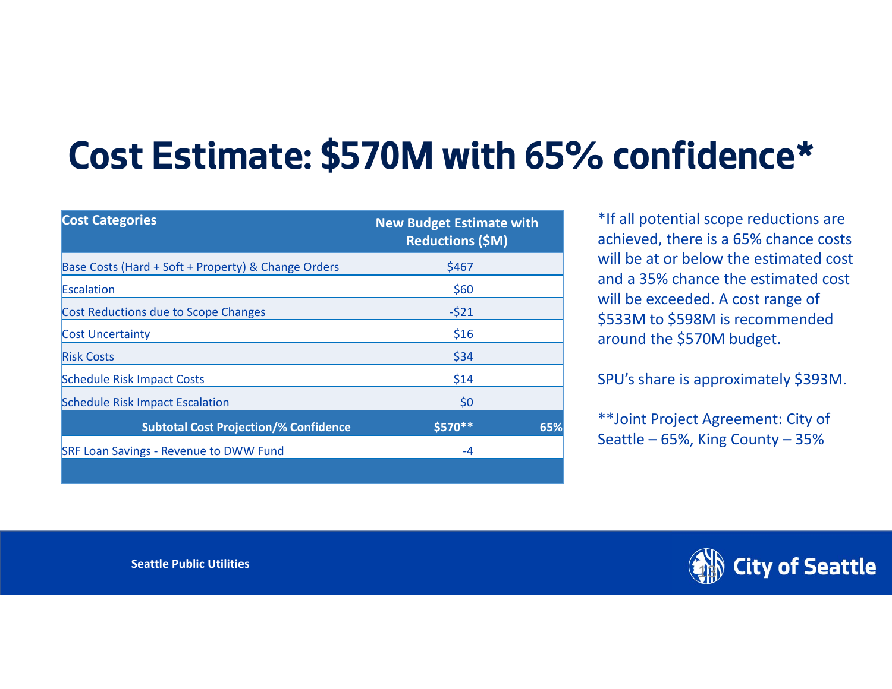# Cost Estimate: $570M with 65% confidence*

| Cost Categories | New Budget Estimate with Reductions ($M) | |
|---|---|---|
| Base Costs (Hard + Soft + Property) & Change Orders | $467 | |
| Escalation | $60 | |
| Cost Reductions due to Scope Changes | -$21 | |
| Cost Uncertainty | $16 | |
| Risk Costs | $34 | |
| Schedule Risk Impact Costs | $14 | |
| Schedule Risk Impact Escalation | $0 | |
| **Subtotal Cost Projection/% Confidence** | **$570**** | **65%** |
| SRF Loan Savings - Revenue to DWW Fund | -4 | |

*If all potential scope reductions are achieved, there is a 65% chance costs will be at or below the estimated cost and a 35% chance the estimated cost will be exceeded. A cost range of $533M to $598M is recommended around the $570M budget.

SPU's share is approximately $393M.

**Joint Project Agreement: City of Seattle – 65%, King County – 35%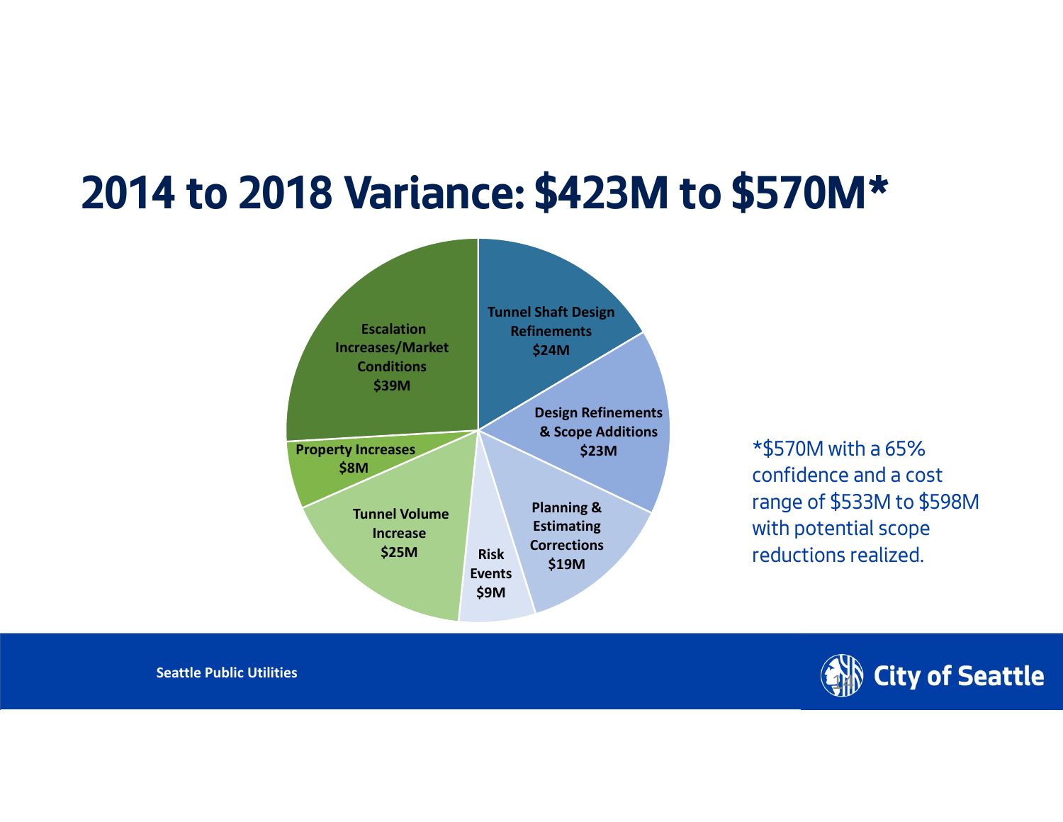# 2014 to 2018 Variance: $423M to $570M*

- Tunnel Shaft Design Refinements $24M
- Design Refinements & Scope Additions $23M
- Planning & Estimating Corrections $19M
- Risk Events $9M
- Tunnel Volume Increase $25M
- Property Increases $8M
- Escalation Increases/Market Conditions $39M

*$570M with a 65% confidence and a cost range of $533M to $598M with potential scope reductions realized.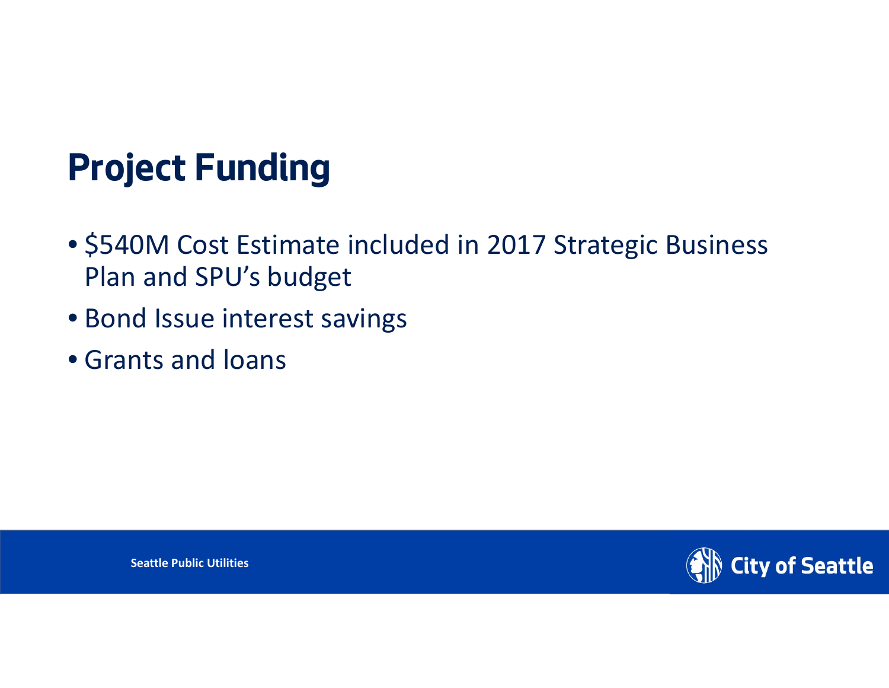# Project Funding

- $540M Cost Estimate included in 2017 Strategic Business Plan and SPU's budget
- Bond Issue interest savings
- Grants and loans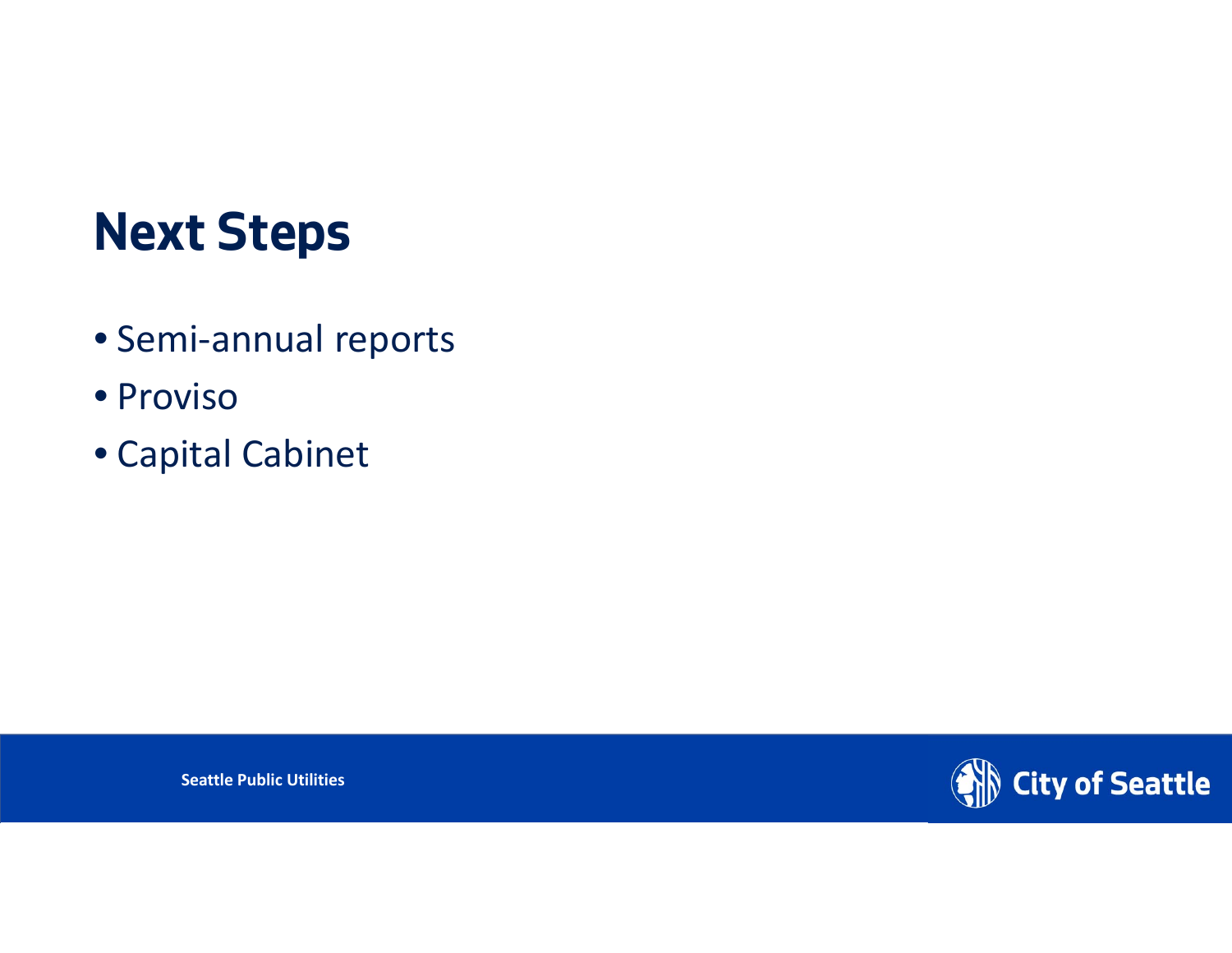# Next Steps

- Semi-annual reports
- Proviso
- Capital Cabinet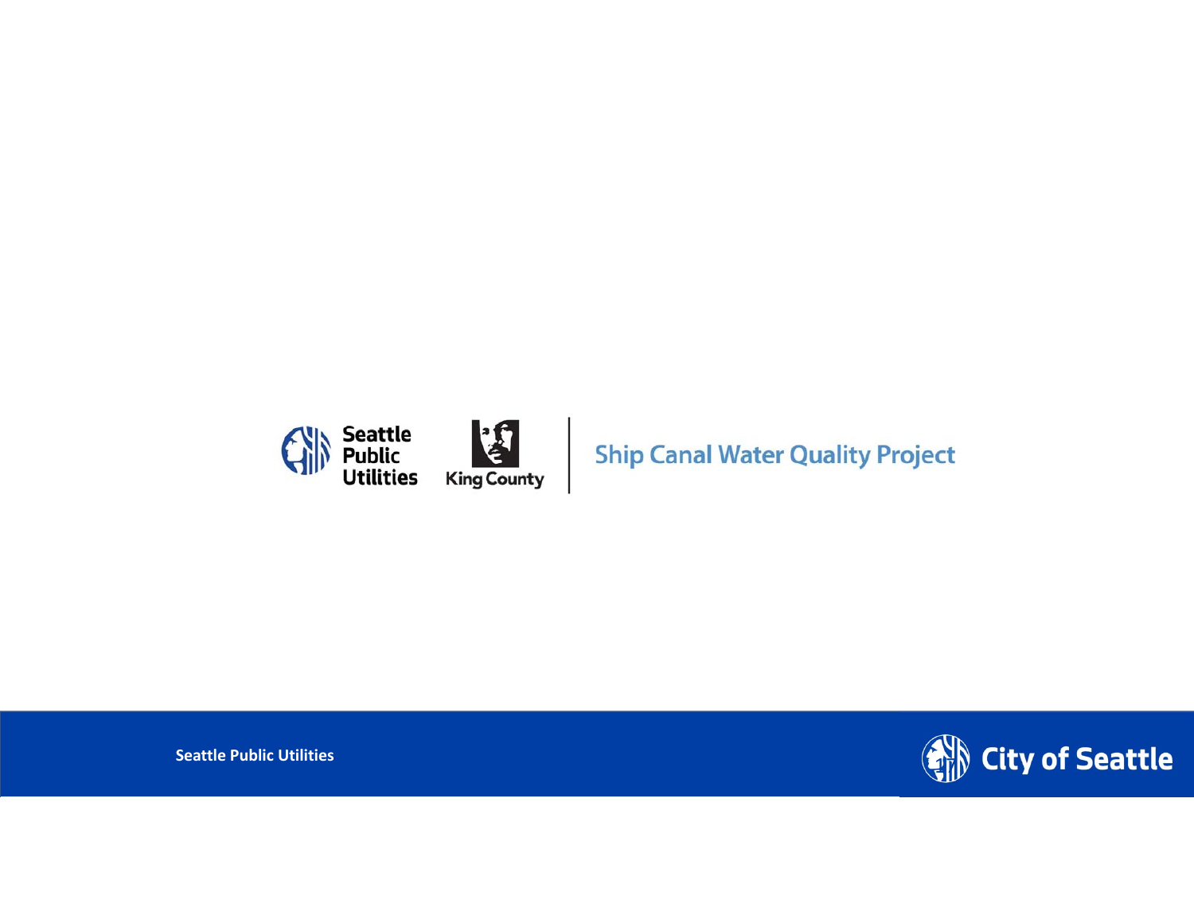Seattle Public Utilities

King County

Ship Canal Water Quality Project

Seattle Public Utilities

City of Seattle